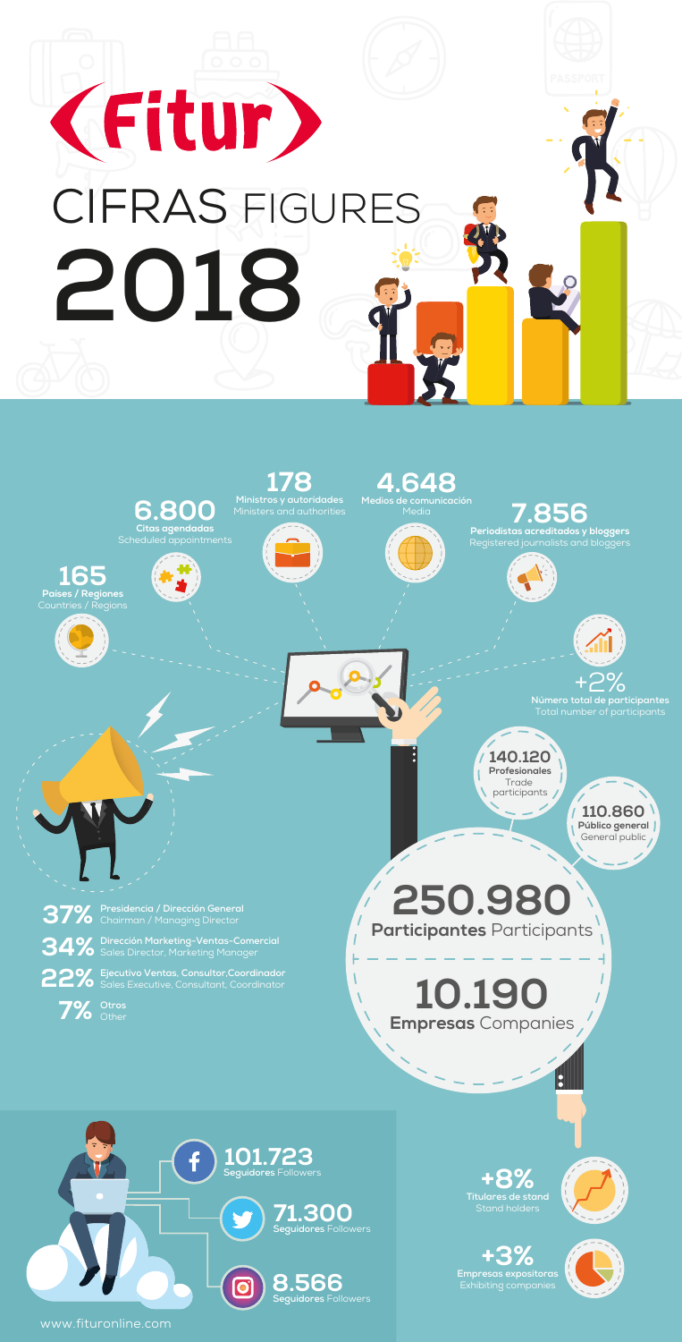# Fitur

# CIFRAS FIGURES 2018

**165**
**Países / Regiones**
Countries / Regions

**6.800**
**Citas agendadas**
Scheduled appointments

**178**
**Ministros y autoridades**
Ministers and authorities

**4.648**
**Medios de comunicación**
Media

**7.856**
**Periodistas acreditados y bloggers**
Registered journalists and bloggers

**+2%**
**Número total de participantes**
Total number of participants

**140.120**
**Profesionales**
Trade participants

**110.860**
**Público general**
General public

**37%** **Presidencia / Dirección General** Chairman / Managing Director

**34%** **Dirección Marketing-Ventas-Comercial** Sales Director, Marketing Manager

**22%** **Ejecutivo Ventas, Consultor,Coordinador** Sales Executive, Consultant, Coordinator

**7%** **Otros** Other

**250.980**
**Participantes** Participants

**10.190**
**Empresas** Companies

**101.723**
**Seguidores** Followers

**71.300**
**Seguidores** Followers

**8.566**
**Seguidores** Followers

**+8%**
**Titulares de stand**
Stand holders

**+3%**
**Empresas expositoras**
Exhibiting companies

www.fituronline.com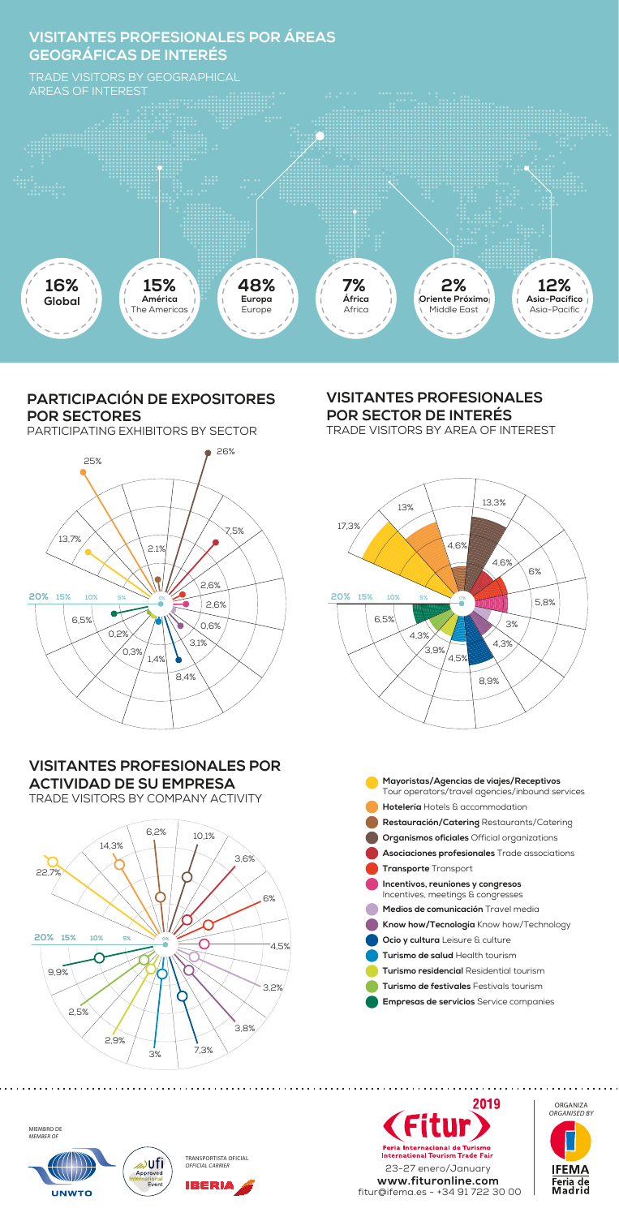## VISITANTES PROFESIONALES POR ÁREAS GEOGRÁFICAS DE INTERÉS

TRADE VISITORS BY GEOGRAPHICAL AREAS OF INTEREST

16% Global

15% América The Americas

48% Europa Europe

7% África Africa

2% Oriente Próximo Middle East

12% Asia-Pacífico Asia-Pacific

## PARTICIPACIÓN DE EXPOSITORES POR SECTORES

PARTICIPATING EXHIBITORS BY SECTOR

25%
26%
13,7%
2,1%
7,5%
20% 15% 10% 5% 0%
2,6%
2,6%
6,5%
0,2%
0,6%
0,3%
3,1%
1,4%
8,4%

## VISITANTES PROFESIONALES POR SECTOR DE INTERÉS

TRADE VISITORS BY AREA OF INTEREST

13%
13,3%
17,3%
4,6%
4,6%
6%
20% 15% 10% 5% 0%
5,8%
6,5%
3%
4,3%
4,3%
3,9%
4,5%
8,9%

## VISITANTES PROFESIONALES POR ACTIVIDAD DE SU EMPRESA

TRADE VISITORS BY COMPANY ACTIVITY

6,2%
10,1%
14,3%
3,6%
22,7%
6%
20% 15% 10% 5% 0%
4,5%
9,9%
3,2%
2,5%
3,8%
2,9%
3%
7,3%

- **Mayoristas/Agencias de viajes/Receptivos** Tour operators/travel agencies/inbound services
- **Hotelería** Hotels & accommodation
- **Restauración/Catering** Restaurants/Catering
- **Organismos oficiales** Official organizations
- **Asociaciones profesionales** Trade associations
- **Transporte** Transport
- **Incentivos, reuniones y congresos** Incentives, meetings & congresses
- **Medios de comunicación** Travel media
- **Know how/Tecnología** Know how/Technology
- **Ocio y cultura** Leisure & culture
- **Turismo de salud** Health tourism
- **Turismo residencial** Residential tourism
- **Turismo de festivales** Festivals tourism
- **Empresas de servicios** Service companies

MIEMBRO DE *MEMBER OF*

UNWTO

ufi Approved International Event

TRANSPORTISTA OFICIAL *OFFICIAL CARRIER*

IBERIA

2019 Fitur

Feria Internacional de Turismo
International Tourism Trade Fair

23-27 enero/January

**www.fituronline.com**

fitur@ifema.es - +34 91 722 30 00

ORGANIZA *ORGANISED BY*

IFEMA Feria de Madrid